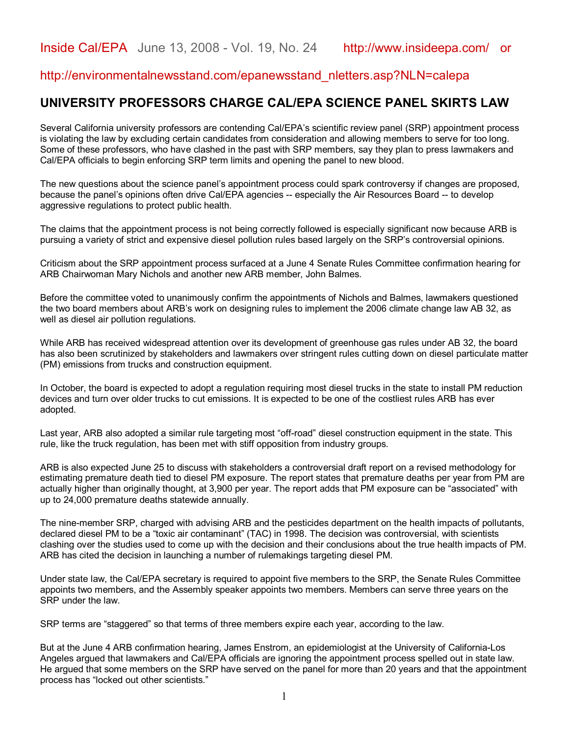Inside Cal/EPA   June 13, 2008 - Vol. 19, No. 24        http://www.insideepa.com/   or

http://environmentalnewsstand.com/epanewsstand_nletters.asp?NLN=calepa

## UNIVERSITY PROFESSORS CHARGE CAL/EPA SCIENCE PANEL SKIRTS LAW

Several California university professors are contending Cal/EPA's scientific review panel (SRP) appointment process is violating the law by excluding certain candidates from consideration and allowing members to serve for too long. Some of these professors, who have clashed in the past with SRP members, say they plan to press lawmakers and Cal/EPA officials to begin enforcing SRP term limits and opening the panel to new blood.

The new questions about the science panel's appointment process could spark controversy if changes are proposed, because the panel's opinions often drive Cal/EPA agencies -- especially the Air Resources Board -- to develop aggressive regulations to protect public health.

The claims that the appointment process is not being correctly followed is especially significant now because ARB is pursuing a variety of strict and expensive diesel pollution rules based largely on the SRP's controversial opinions.

Criticism about the SRP appointment process surfaced at a June 4 Senate Rules Committee confirmation hearing for ARB Chairwoman Mary Nichols and another new ARB member, John Balmes.

Before the committee voted to unanimously confirm the appointments of Nichols and Balmes, lawmakers questioned the two board members about ARB's work on designing rules to implement the 2006 climate change law AB 32, as well as diesel air pollution regulations.

While ARB has received widespread attention over its development of greenhouse gas rules under AB 32, the board has also been scrutinized by stakeholders and lawmakers over stringent rules cutting down on diesel particulate matter (PM) emissions from trucks and construction equipment.

In October, the board is expected to adopt a regulation requiring most diesel trucks in the state to install PM reduction devices and turn over older trucks to cut emissions. It is expected to be one of the costliest rules ARB has ever adopted.

Last year, ARB also adopted a similar rule targeting most "off-road" diesel construction equipment in the state. This rule, like the truck regulation, has been met with stiff opposition from industry groups.

ARB is also expected June 25 to discuss with stakeholders a controversial draft report on a revised methodology for estimating premature death tied to diesel PM exposure. The report states that premature deaths per year from PM are actually higher than originally thought, at 3,900 per year. The report adds that PM exposure can be "associated" with up to 24,000 premature deaths statewide annually.

The nine-member SRP, charged with advising ARB and the pesticides department on the health impacts of pollutants, declared diesel PM to be a "toxic air contaminant" (TAC) in 1998. The decision was controversial, with scientists clashing over the studies used to come up with the decision and their conclusions about the true health impacts of PM. ARB has cited the decision in launching a number of rulemakings targeting diesel PM.

Under state law, the Cal/EPA secretary is required to appoint five members to the SRP, the Senate Rules Committee appoints two members, and the Assembly speaker appoints two members. Members can serve three years on the SRP under the law.

SRP terms are "staggered" so that terms of three members expire each year, according to the law.

But at the June 4 ARB confirmation hearing, James Enstrom, an epidemiologist at the University of California-Los Angeles argued that lawmakers and Cal/EPA officials are ignoring the appointment process spelled out in state law. He argued that some members on the SRP have served on the panel for more than 20 years and that the appointment process has "locked out other scientists."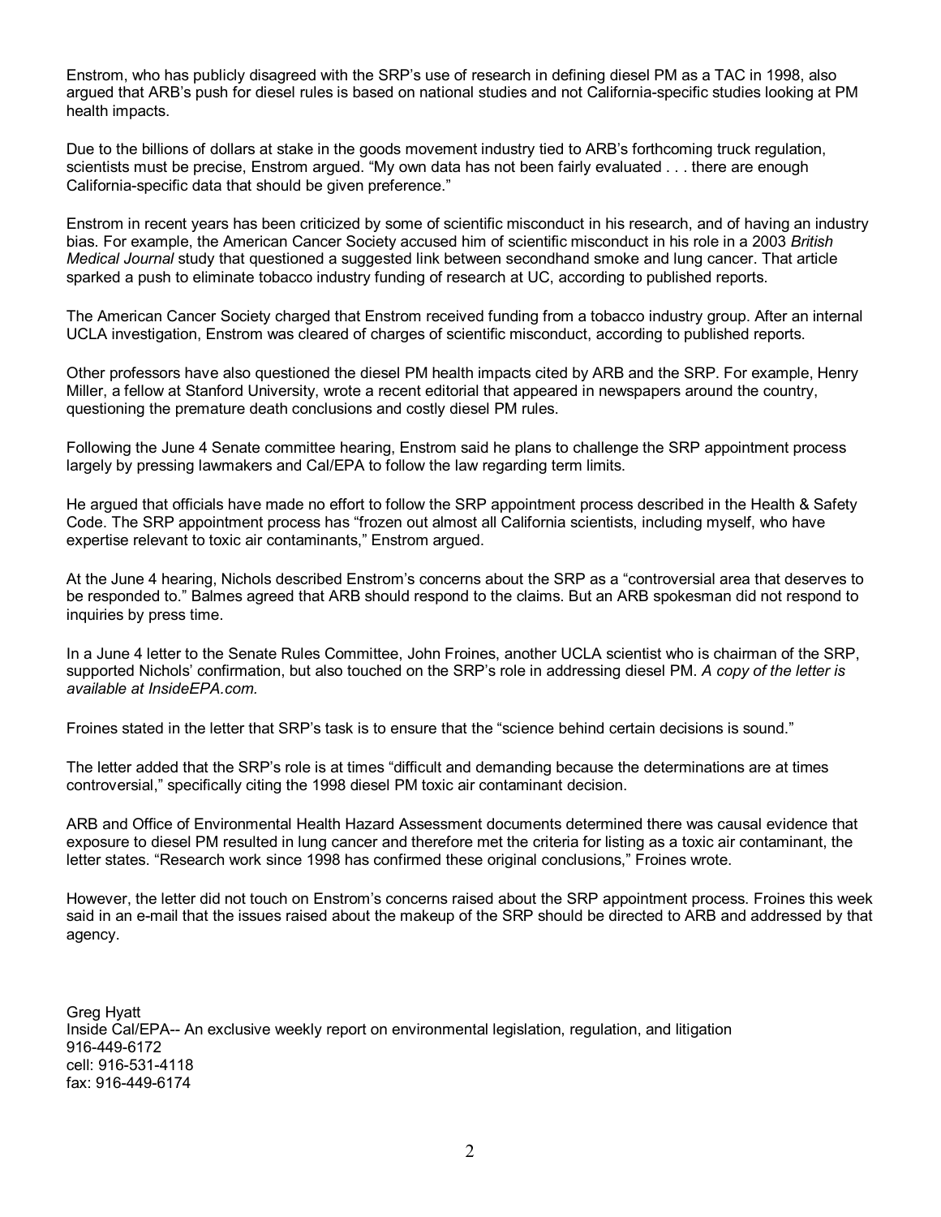Enstrom, who has publicly disagreed with the SRP's use of research in defining diesel PM as a TAC in 1998, also argued that ARB's push for diesel rules is based on national studies and not California-specific studies looking at PM health impacts.

Due to the billions of dollars at stake in the goods movement industry tied to ARB's forthcoming truck regulation, scientists must be precise, Enstrom argued. "My own data has not been fairly evaluated . . . there are enough California-specific data that should be given preference."

Enstrom in recent years has been criticized by some of scientific misconduct in his research, and of having an industry bias. For example, the American Cancer Society accused him of scientific misconduct in his role in a 2003 *British Medical Journal* study that questioned a suggested link between secondhand smoke and lung cancer. That article sparked a push to eliminate tobacco industry funding of research at UC, according to published reports.

The American Cancer Society charged that Enstrom received funding from a tobacco industry group. After an internal UCLA investigation, Enstrom was cleared of charges of scientific misconduct, according to published reports.

Other professors have also questioned the diesel PM health impacts cited by ARB and the SRP. For example, Henry Miller, a fellow at Stanford University, wrote a recent editorial that appeared in newspapers around the country, questioning the premature death conclusions and costly diesel PM rules.

Following the June 4 Senate committee hearing, Enstrom said he plans to challenge the SRP appointment process largely by pressing lawmakers and Cal/EPA to follow the law regarding term limits.

He argued that officials have made no effort to follow the SRP appointment process described in the Health & Safety Code. The SRP appointment process has "frozen out almost all California scientists, including myself, who have expertise relevant to toxic air contaminants," Enstrom argued.

At the June 4 hearing, Nichols described Enstrom's concerns about the SRP as a "controversial area that deserves to be responded to." Balmes agreed that ARB should respond to the claims. But an ARB spokesman did not respond to inquiries by press time.

In a June 4 letter to the Senate Rules Committee, John Froines, another UCLA scientist who is chairman of the SRP, supported Nichols' confirmation, but also touched on the SRP's role in addressing diesel PM. *A copy of the letter is available at InsideEPA.com.*

Froines stated in the letter that SRP's task is to ensure that the "science behind certain decisions is sound."

The letter added that the SRP's role is at times "difficult and demanding because the determinations are at times controversial," specifically citing the 1998 diesel PM toxic air contaminant decision.

ARB and Office of Environmental Health Hazard Assessment documents determined there was causal evidence that exposure to diesel PM resulted in lung cancer and therefore met the criteria for listing as a toxic air contaminant, the letter states. "Research work since 1998 has confirmed these original conclusions," Froines wrote.

However, the letter did not touch on Enstrom's concerns raised about the SRP appointment process. Froines this week said in an e-mail that the issues raised about the makeup of the SRP should be directed to ARB and addressed by that agency.

Greg Hyatt
Inside Cal/EPA-- An exclusive weekly report on environmental legislation, regulation, and litigation
916-449-6172
cell: 916-531-4118
fax: 916-449-6174